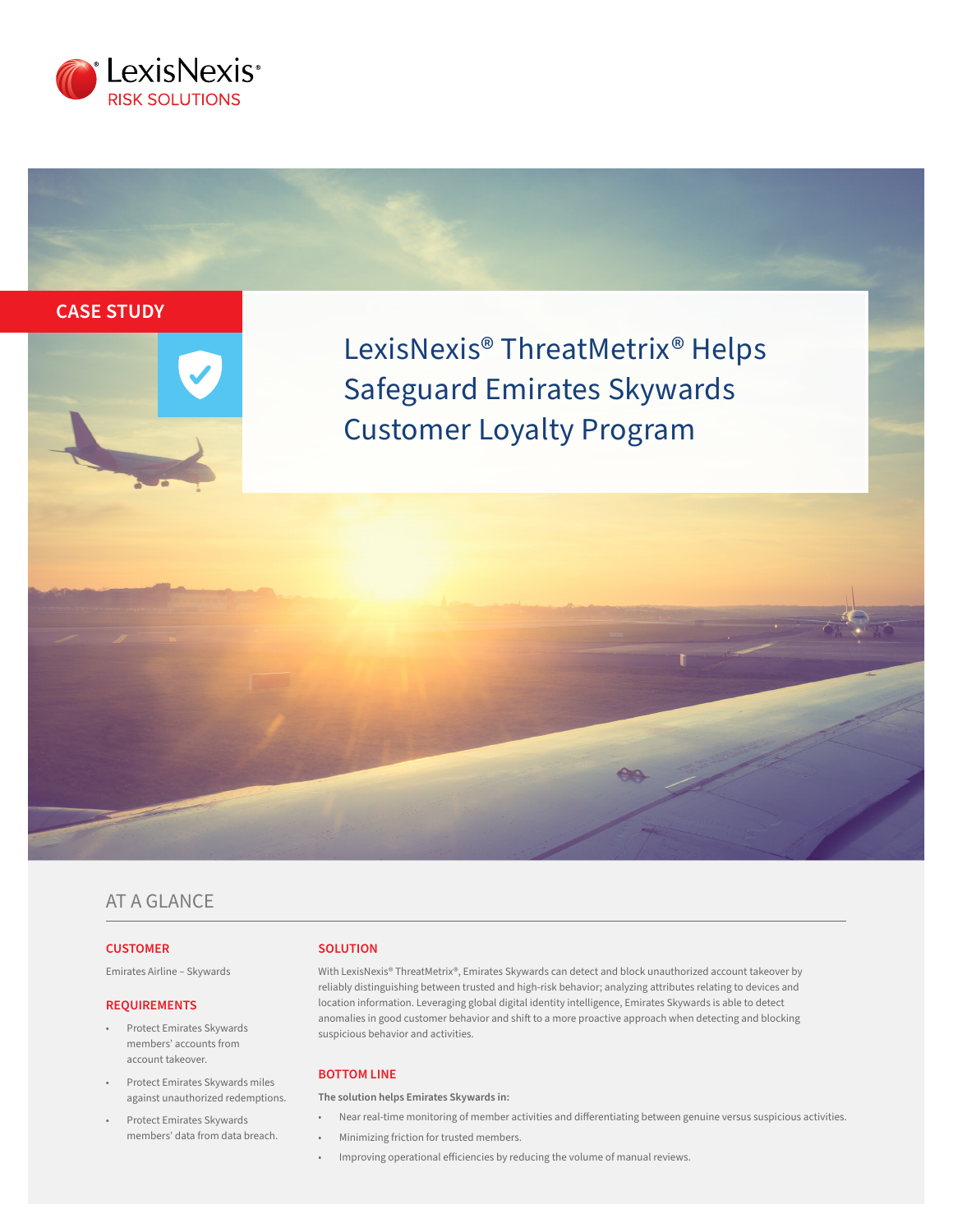LexisNexis®
RISK SOLUTIONS

CASE STUDY

# LexisNexis® ThreatMetrix® Helps Safeguard Emirates Skywards Customer Loyalty Program

## AT A GLANCE

### CUSTOMER

Emirates Airline – Skywards

### REQUIREMENTS

- Protect Emirates Skywards members' accounts from account takeover.
- Protect Emirates Skywards miles against unauthorized redemptions.
- Protect Emirates Skywards members' data from data breach.

### SOLUTION

With LexisNexis® ThreatMetrix®, Emirates Skywards can detect and block unauthorized account takeover by reliably distinguishing between trusted and high-risk behavior; analyzing attributes relating to devices and location information. Leveraging global digital identity intelligence, Emirates Skywards is able to detect anomalies in good customer behavior and shift to a more proactive approach when detecting and blocking suspicious behavior and activities.

### BOTTOM LINE

**The solution helps Emirates Skywards in:**

- Near real-time monitoring of member activities and differentiating between genuine versus suspicious activities.
- Minimizing friction for trusted members.
- Improving operational efficiencies by reducing the volume of manual reviews.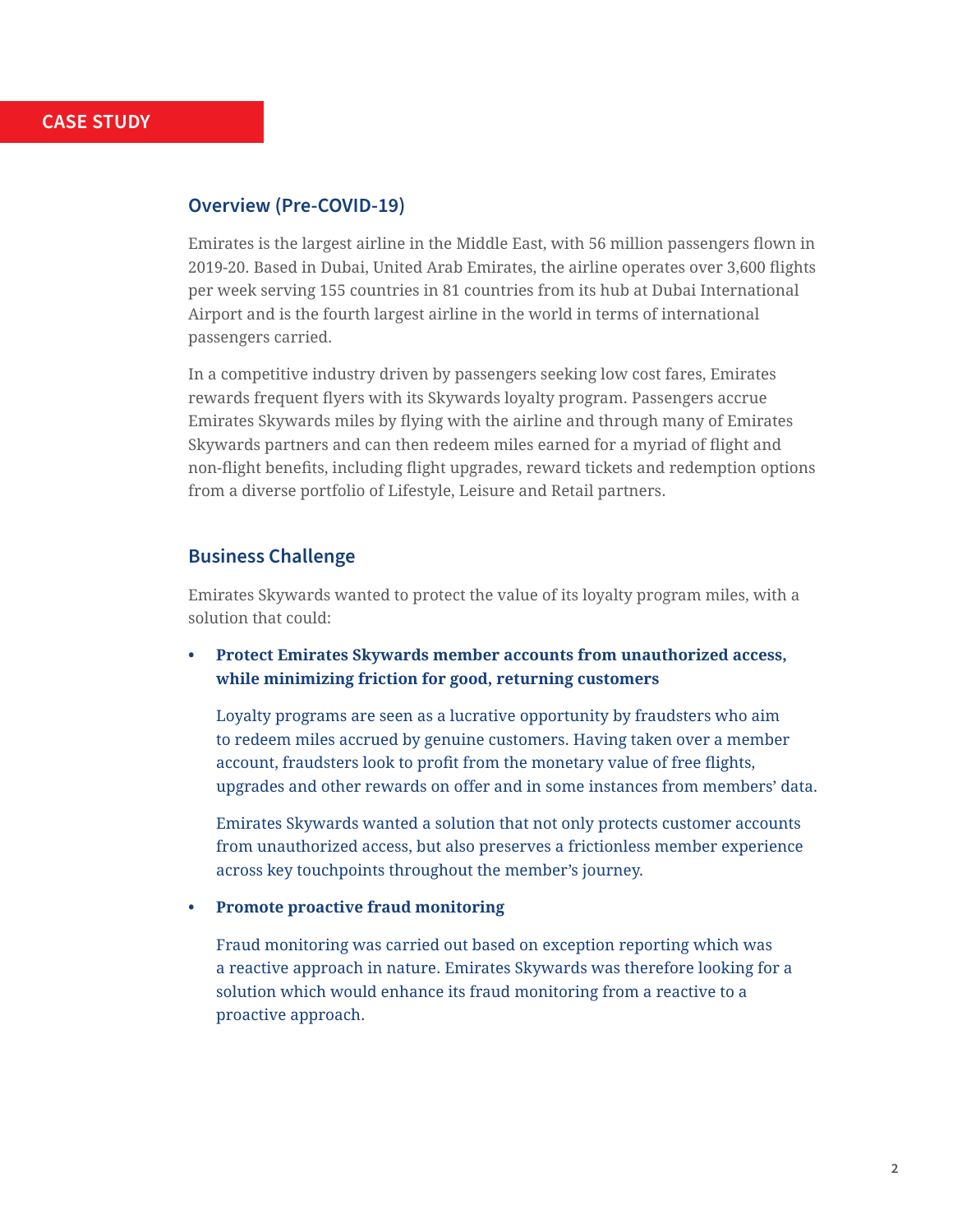CASE STUDY

## Overview (Pre-COVID-19)

Emirates is the largest airline in the Middle East, with 56 million passengers flown in 2019-20. Based in Dubai, United Arab Emirates, the airline operates over 3,600 flights per week serving 155 countries in 81 countries from its hub at Dubai International Airport and is the fourth largest airline in the world in terms of international passengers carried.

In a competitive industry driven by passengers seeking low cost fares, Emirates rewards frequent flyers with its Skywards loyalty program. Passengers accrue Emirates Skywards miles by flying with the airline and through many of Emirates Skywards partners and can then redeem miles earned for a myriad of flight and non-flight benefits, including flight upgrades, reward tickets and redemption options from a diverse portfolio of Lifestyle, Leisure and Retail partners.

## Business Challenge

Emirates Skywards wanted to protect the value of its loyalty program miles, with a solution that could:

- **Protect Emirates Skywards member accounts from unauthorized access, while minimizing friction for good, returning customers**

  Loyalty programs are seen as a lucrative opportunity by fraudsters who aim to redeem miles accrued by genuine customers. Having taken over a member account, fraudsters look to profit from the monetary value of free flights, upgrades and other rewards on offer and in some instances from members' data.

  Emirates Skywards wanted a solution that not only protects customer accounts from unauthorized access, but also preserves a frictionless member experience across key touchpoints throughout the member's journey.

- **Promote proactive fraud monitoring**

  Fraud monitoring was carried out based on exception reporting which was a reactive approach in nature. Emirates Skywards was therefore looking for a solution which would enhance its fraud monitoring from a reactive to a proactive approach.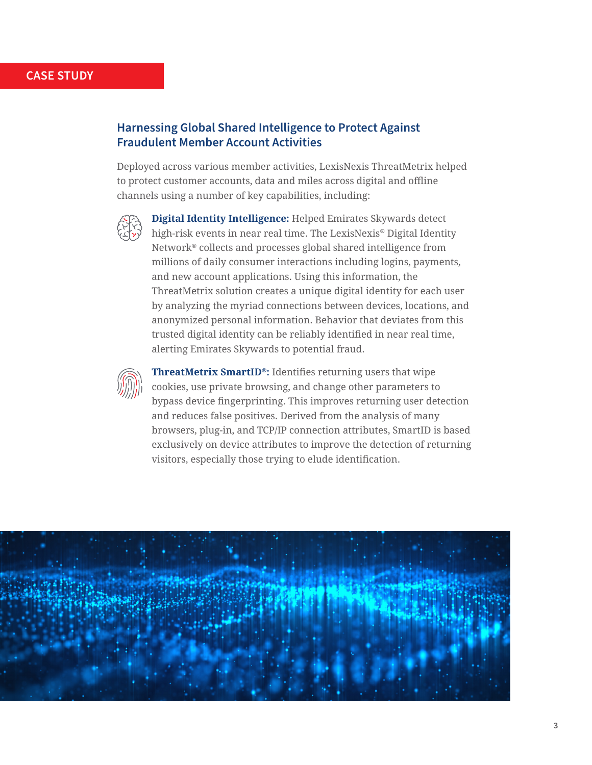**CASE STUDY**

## Harnessing Global Shared Intelligence to Protect Against Fraudulent Member Account Activities

Deployed across various member activities, LexisNexis ThreatMetrix helped to protect customer accounts, data and miles across digital and offline channels using a number of key capabilities, including:

**Digital Identity Intelligence:** Helped Emirates Skywards detect high-risk events in near real time. The LexisNexis® Digital Identity Network® collects and processes global shared intelligence from millions of daily consumer interactions including logins, payments, and new account applications. Using this information, the ThreatMetrix solution creates a unique digital identity for each user by analyzing the myriad connections between devices, locations, and anonymized personal information. Behavior that deviates from this trusted digital identity can be reliably identified in near real time, alerting Emirates Skywards to potential fraud.

**ThreatMetrix SmartID®:** Identifies returning users that wipe cookies, use private browsing, and change other parameters to bypass device fingerprinting. This improves returning user detection and reduces false positives. Derived from the analysis of many browsers, plug-in, and TCP/IP connection attributes, SmartID is based exclusively on device attributes to improve the detection of returning visitors, especially those trying to elude identification.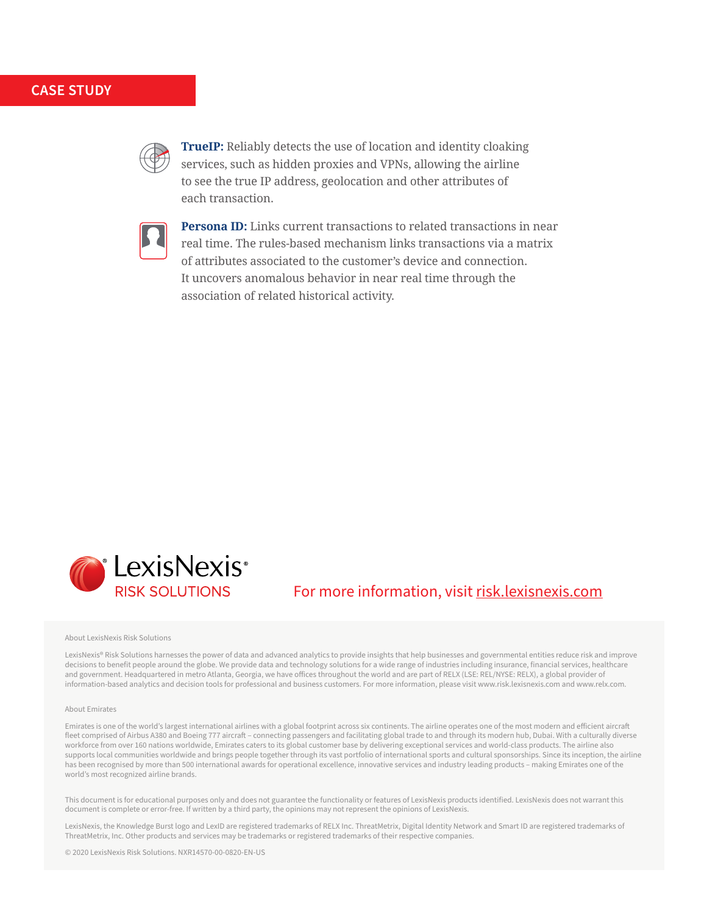**TrueIP:** Reliably detects the use of location and identity cloaking services, such as hidden proxies and VPNs, allowing the airline to see the true IP address, geolocation and other attributes of each transaction.

**Persona ID:** Links current transactions to related transactions in near real time. The rules-based mechanism links transactions via a matrix of attributes associated to the customer's device and connection. It uncovers anomalous behavior in near real time through the association of related historical activity.

LexisNexis® RISK SOLUTIONS

For more information, visit risk.lexisnexis.com

About LexisNexis Risk Solutions

LexisNexis® Risk Solutions harnesses the power of data and advanced analytics to provide insights that help businesses and governmental entities reduce risk and improve decisions to benefit people around the globe. We provide data and technology solutions for a wide range of industries including insurance, financial services, healthcare and government. Headquartered in metro Atlanta, Georgia, we have offices throughout the world and are part of RELX (LSE: REL/NYSE: RELX), a global provider of information-based analytics and decision tools for professional and business customers. For more information, please visit www.risk.lexisnexis.com and www.relx.com.

About Emirates

Emirates is one of the world's largest international airlines with a global footprint across six continents. The airline operates one of the most modern and efficient aircraft fleet comprised of Airbus A380 and Boeing 777 aircraft – connecting passengers and facilitating global trade to and through its modern hub, Dubai. With a culturally diverse workforce from over 160 nations worldwide, Emirates caters to its global customer base by delivering exceptional services and world-class products. The airline also supports local communities worldwide and brings people together through its vast portfolio of international sports and cultural sponsorships. Since its inception, the airline has been recognised by more than 500 international awards for operational excellence, innovative services and industry leading products – making Emirates one of the world's most recognized airline brands.

This document is for educational purposes only and does not guarantee the functionality or features of LexisNexis products identified. LexisNexis does not warrant this document is complete or error-free. If written by a third party, the opinions may not represent the opinions of LexisNexis.

LexisNexis, the Knowledge Burst logo and LexID are registered trademarks of RELX Inc. ThreatMetrix, Digital Identity Network and Smart ID are registered trademarks of ThreatMetrix, Inc. Other products and services may be trademarks or registered trademarks of their respective companies.

© 2020 LexisNexis Risk Solutions. NXR14570-00-0820-EN-US